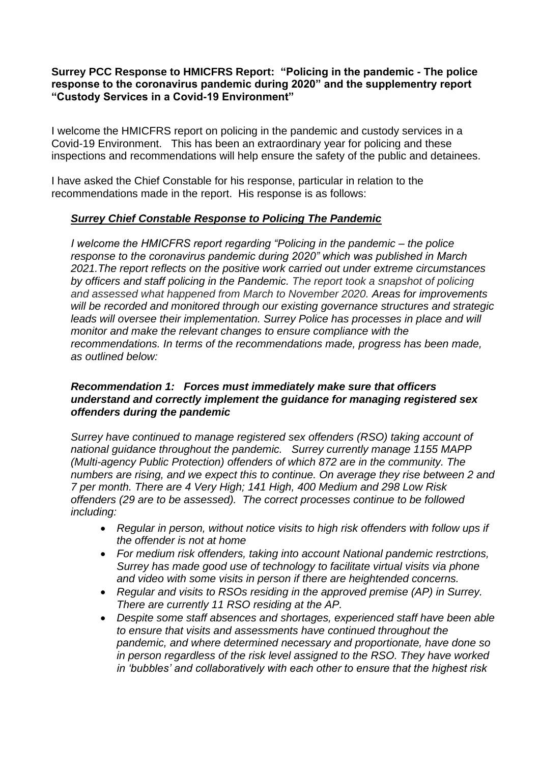**Surrey PCC Response to HMICFRS Report: "Policing in the pandemic - The police response to the coronavirus pandemic during 2020" and the supplementry report "Custody Services in a Covid-19 Environment"**

I welcome the HMICFRS report on policing in the pandemic and custody services in a Covid-19 Environment. This has been an extraordinary year for policing and these inspections and recommendations will help ensure the safety of the public and detainees.

I have asked the Chief Constable for his response, particular in relation to the recommendations made in the report. His response is as follows:

***<u>Surrey Chief Constable Response to Policing The Pandemic</u>***

*I welcome the HMICFRS report regarding "Policing in the pandemic – the police response to the coronavirus pandemic during 2020" which was published in March 2021.The report reflects on the positive work carried out under extreme circumstances by officers and staff policing in the Pandemic. The report took a snapshot of policing and assessed what happened from March to November 2020. Areas for improvements will be recorded and monitored through our existing governance structures and strategic leads will oversee their implementation. Surrey Police has processes in place and will monitor and make the relevant changes to ensure compliance with the recommendations. In terms of the recommendations made, progress has been made, as outlined below:*

***Recommendation 1: Forces must immediately make sure that officers understand and correctly implement the guidance for managing registered sex offenders during the pandemic***

*Surrey have continued to manage registered sex offenders (RSO) taking account of national guidance throughout the pandemic. Surrey currently manage 1155 MAPP (Multi-agency Public Protection) offenders of which 872 are in the community. The numbers are rising, and we expect this to continue. On average they rise between 2 and 7 per month. There are 4 Very High; 141 High, 400 Medium and 298 Low Risk offenders (29 are to be assessed). The correct processes continue to be followed including:*

- *Regular in person, without notice visits to high risk offenders with follow ups if the offender is not at home*
- *For medium risk offenders, taking into account National pandemic restrctions, Surrey has made good use of technology to facilitate virtual visits via phone and video with some visits in person if there are heightended concerns.*
- *Regular and visits to RSOs residing in the approved premise (AP) in Surrey. There are currently 11 RSO residing at the AP.*
- *Despite some staff absences and shortages, experienced staff have been able to ensure that visits and assessments have continued throughout the pandemic, and where determined necessary and proportionate, have done so in person regardless of the risk level assigned to the RSO. They have worked in 'bubbles' and collaboratively with each other to ensure that the highest risk*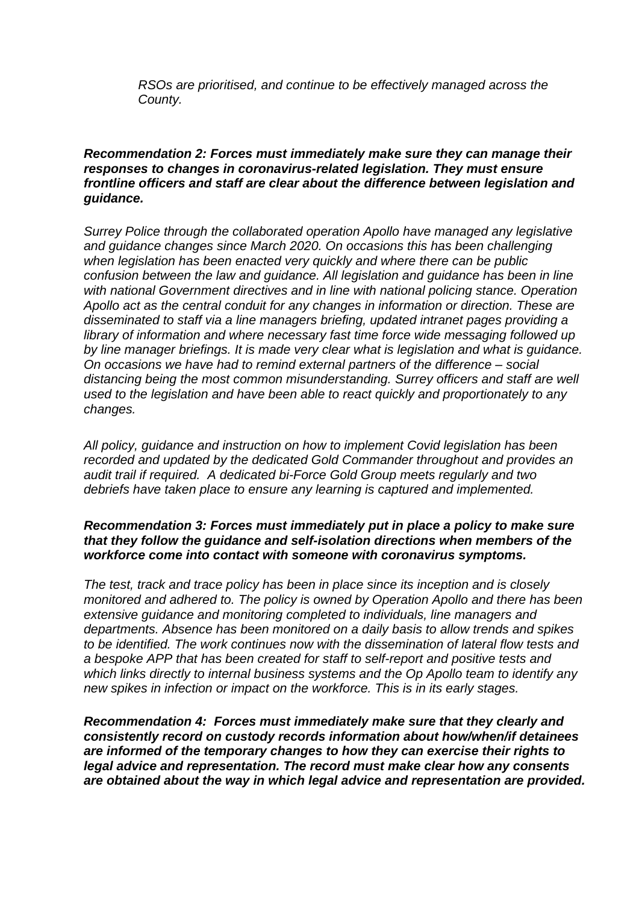*RSOs are prioritised, and continue to be effectively managed across the County.*

***Recommendation 2: Forces must immediately make sure they can manage their responses to changes in coronavirus-related legislation. They must ensure frontline officers and staff are clear about the difference between legislation and guidance.***

*Surrey Police through the collaborated operation Apollo have managed any legislative and guidance changes since March 2020. On occasions this has been challenging when legislation has been enacted very quickly and where there can be public confusion between the law and guidance. All legislation and guidance has been in line with national Government directives and in line with national policing stance. Operation Apollo act as the central conduit for any changes in information or direction. These are disseminated to staff via a line managers briefing, updated intranet pages providing a library of information and where necessary fast time force wide messaging followed up by line manager briefings. It is made very clear what is legislation and what is guidance. On occasions we have had to remind external partners of the difference – social distancing being the most common misunderstanding. Surrey officers and staff are well used to the legislation and have been able to react quickly and proportionately to any changes.*

*All policy, guidance and instruction on how to implement Covid legislation has been recorded and updated by the dedicated Gold Commander throughout and provides an audit trail if required. A dedicated bi-Force Gold Group meets regularly and two debriefs have taken place to ensure any learning is captured and implemented.*

***Recommendation 3: Forces must immediately put in place a policy to make sure that they follow the guidance and self-isolation directions when members of the workforce come into contact with someone with coronavirus symptoms.***

*The test, track and trace policy has been in place since its inception and is closely monitored and adhered to. The policy is owned by Operation Apollo and there has been extensive guidance and monitoring completed to individuals, line managers and departments. Absence has been monitored on a daily basis to allow trends and spikes to be identified. The work continues now with the dissemination of lateral flow tests and a bespoke APP that has been created for staff to self-report and positive tests and which links directly to internal business systems and the Op Apollo team to identify any new spikes in infection or impact on the workforce. This is in its early stages.*

***Recommendation 4: Forces must immediately make sure that they clearly and consistently record on custody records information about how/when/if detainees are informed of the temporary changes to how they can exercise their rights to legal advice and representation. The record must make clear how any consents are obtained about the way in which legal advice and representation are provided.***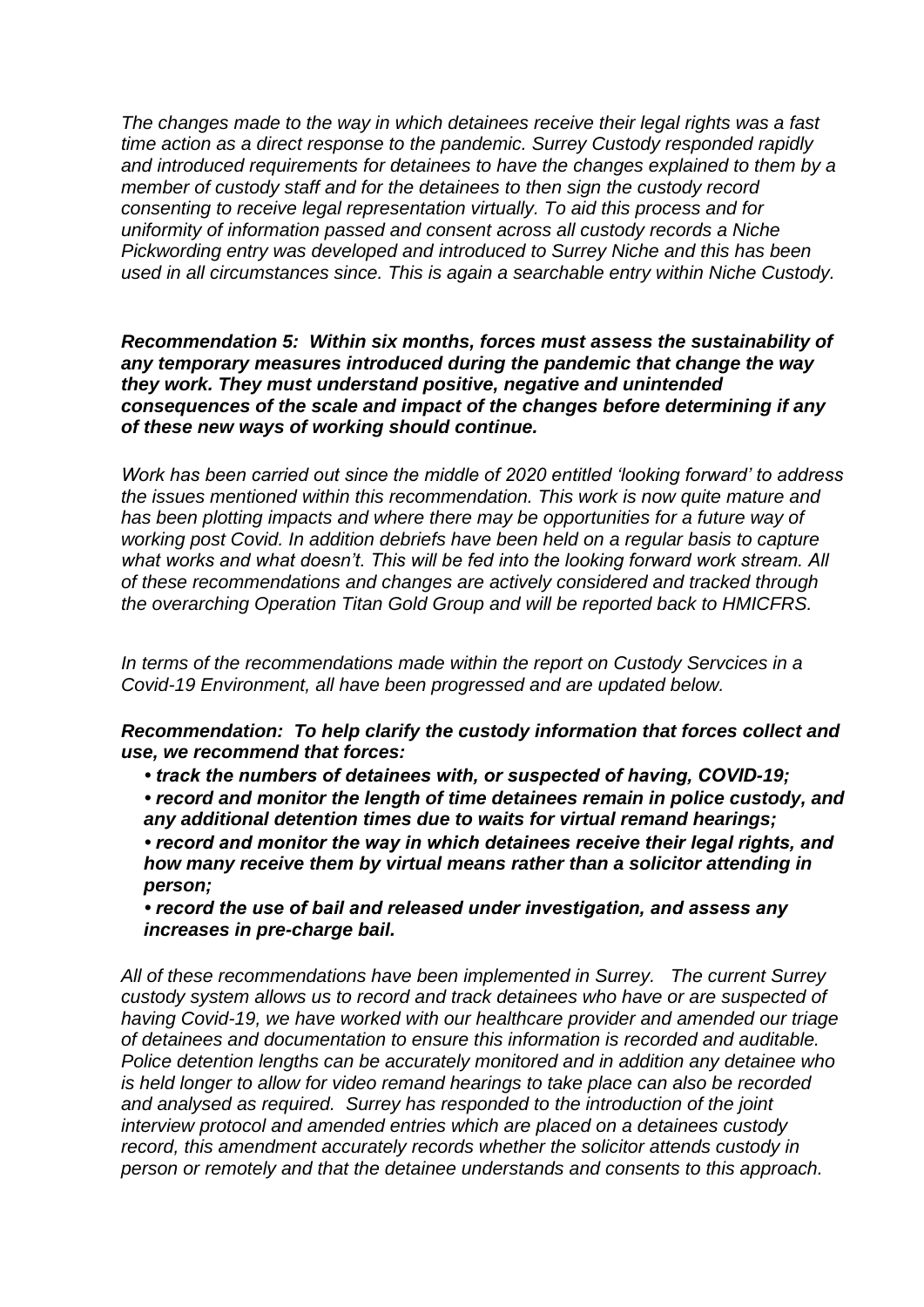*The changes made to the way in which detainees receive their legal rights was a fast time action as a direct response to the pandemic. Surrey Custody responded rapidly and introduced requirements for detainees to have the changes explained to them by a member of custody staff and for the detainees to then sign the custody record consenting to receive legal representation virtually. To aid this process and for uniformity of information passed and consent across all custody records a Niche Pickwording entry was developed and introduced to Surrey Niche and this has been used in all circumstances since. This is again a searchable entry within Niche Custody.*

***Recommendation 5: Within six months, forces must assess the sustainability of any temporary measures introduced during the pandemic that change the way they work. They must understand positive, negative and unintended consequences of the scale and impact of the changes before determining if any of these new ways of working should continue.***

*Work has been carried out since the middle of 2020 entitled 'looking forward' to address the issues mentioned within this recommendation. This work is now quite mature and has been plotting impacts and where there may be opportunities for a future way of working post Covid. In addition debriefs have been held on a regular basis to capture what works and what doesn't. This will be fed into the looking forward work stream. All of these recommendations and changes are actively considered and tracked through the overarching Operation Titan Gold Group and will be reported back to HMICFRS.*

*In terms of the recommendations made within the report on Custody Servcices in a Covid-19 Environment, all have been progressed and are updated below.*

***Recommendation: To help clarify the custody information that forces collect and use, we recommend that forces:***

- ***track the numbers of detainees with, or suspected of having, COVID-19;***
- ***record and monitor the length of time detainees remain in police custody, and any additional detention times due to waits for virtual remand hearings;***
- ***record and monitor the way in which detainees receive their legal rights, and how many receive them by virtual means rather than a solicitor attending in person;***
- ***record the use of bail and released under investigation, and assess any increases in pre-charge bail.***

*All of these recommendations have been implemented in Surrey. The current Surrey custody system allows us to record and track detainees who have or are suspected of having Covid-19, we have worked with our healthcare provider and amended our triage of detainees and documentation to ensure this information is recorded and auditable. Police detention lengths can be accurately monitored and in addition any detainee who is held longer to allow for video remand hearings to take place can also be recorded and analysed as required. Surrey has responded to the introduction of the joint interview protocol and amended entries which are placed on a detainees custody record, this amendment accurately records whether the solicitor attends custody in person or remotely and that the detainee understands and consents to this approach.*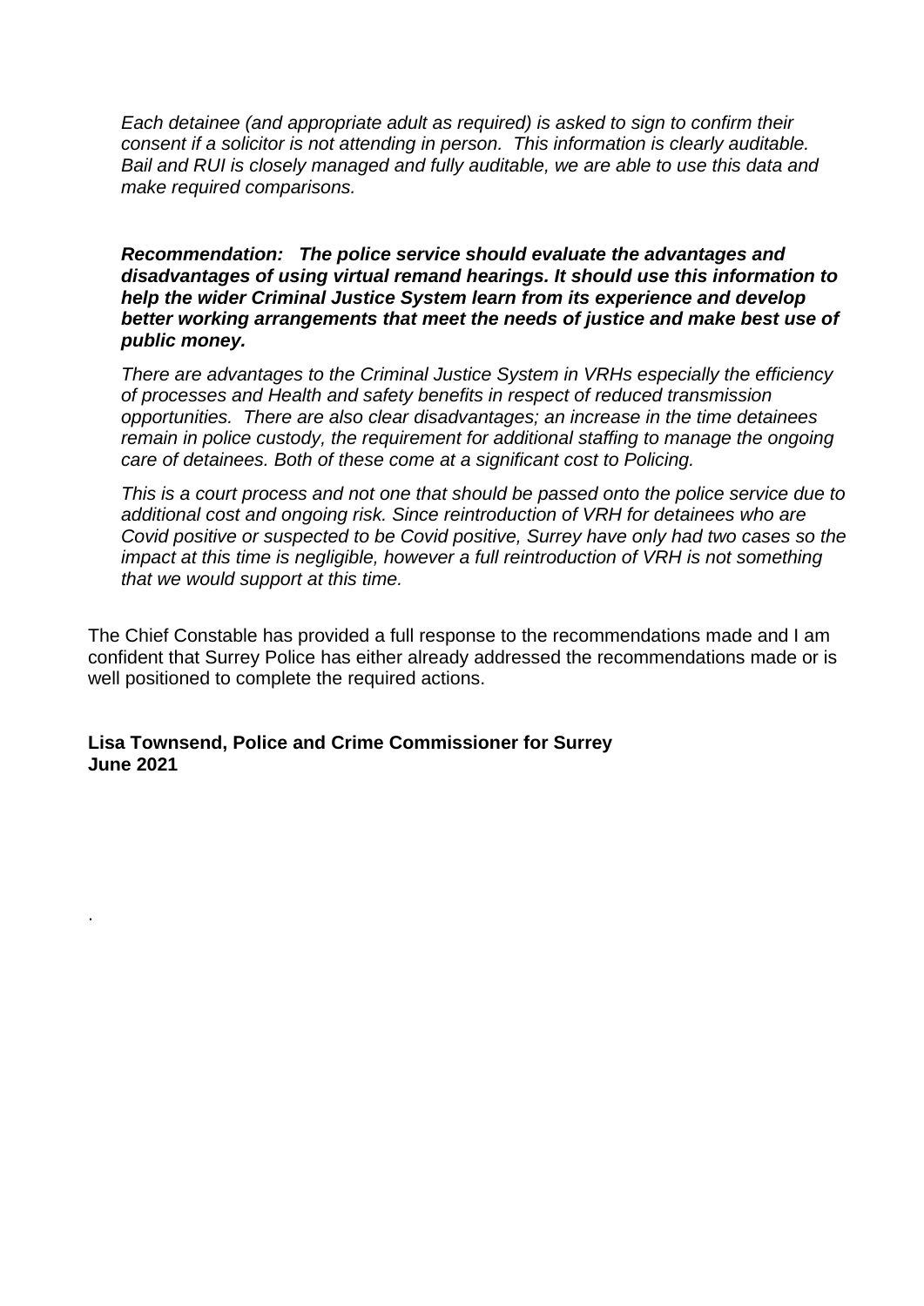*Each detainee (and appropriate adult as required) is asked to sign to confirm their consent if a solicitor is not attending in person. This information is clearly auditable. Bail and RUI is closely managed and fully auditable, we are able to use this data and make required comparisons.*

***Recommendation: The police service should evaluate the advantages and disadvantages of using virtual remand hearings. It should use this information to help the wider Criminal Justice System learn from its experience and develop better working arrangements that meet the needs of justice and make best use of public money.***

*There are advantages to the Criminal Justice System in VRHs especially the efficiency of processes and Health and safety benefits in respect of reduced transmission opportunities. There are also clear disadvantages; an increase in the time detainees remain in police custody, the requirement for additional staffing to manage the ongoing care of detainees. Both of these come at a significant cost to Policing.*

*This is a court process and not one that should be passed onto the police service due to additional cost and ongoing risk. Since reintroduction of VRH for detainees who are Covid positive or suspected to be Covid positive, Surrey have only had two cases so the impact at this time is negligible, however a full reintroduction of VRH is not something that we would support at this time.*

The Chief Constable has provided a full response to the recommendations made and I am confident that Surrey Police has either already addressed the recommendations made or is well positioned to complete the required actions.

**Lisa Townsend, Police and Crime Commissioner for Surrey**
**June 2021**

.